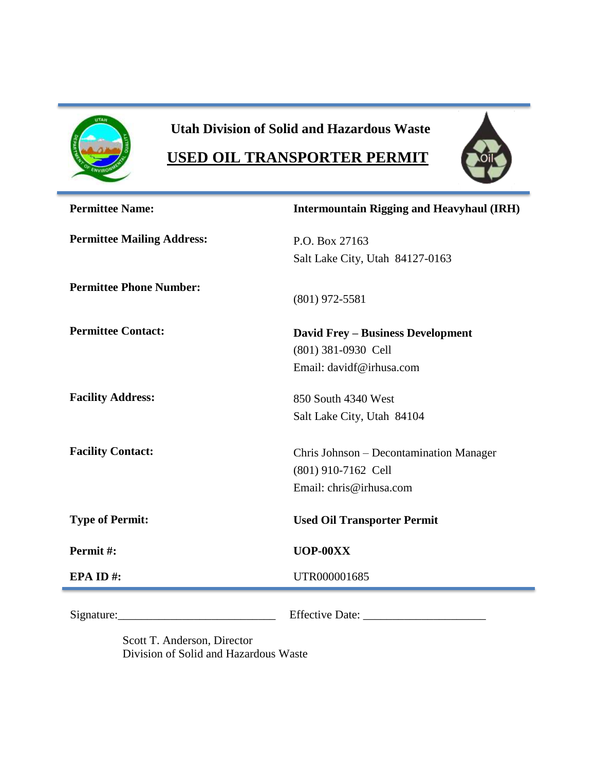**Utah Division of Solid and Hazardous Waste**

# USED OIL TRANSPORTER PERMIT

| | |
|---|---|
| **Permittee Name:** | **Intermountain Rigging and Heavyhaul (IRH)** |
| **Permittee Mailing Address:** | P.O. Box 27163<br>Salt Lake City, Utah 84127-0163 |
| **Permittee Phone Number:** | (801) 972-5581 |
| **Permittee Contact:** | **David Frey – Business Development**<br>(801) 381-0930 Cell<br>Email: davidf@irhusa.com |
| **Facility Address:** | 850 South 4340 West<br>Salt Lake City, Utah 84104 |
| **Facility Contact:** | Chris Johnson – Decontamination Manager<br>(801) 910-7162 Cell<br>Email: chris@irhusa.com |
| **Type of Permit:** | **Used Oil Transporter Permit** |
| **Permit #:** | **UOP-00XX** |
| **EPA ID #:** | UTR000001685 |

Signature:___________________________ Effective Date: _____________________

Scott T. Anderson, Director
Division of Solid and Hazardous Waste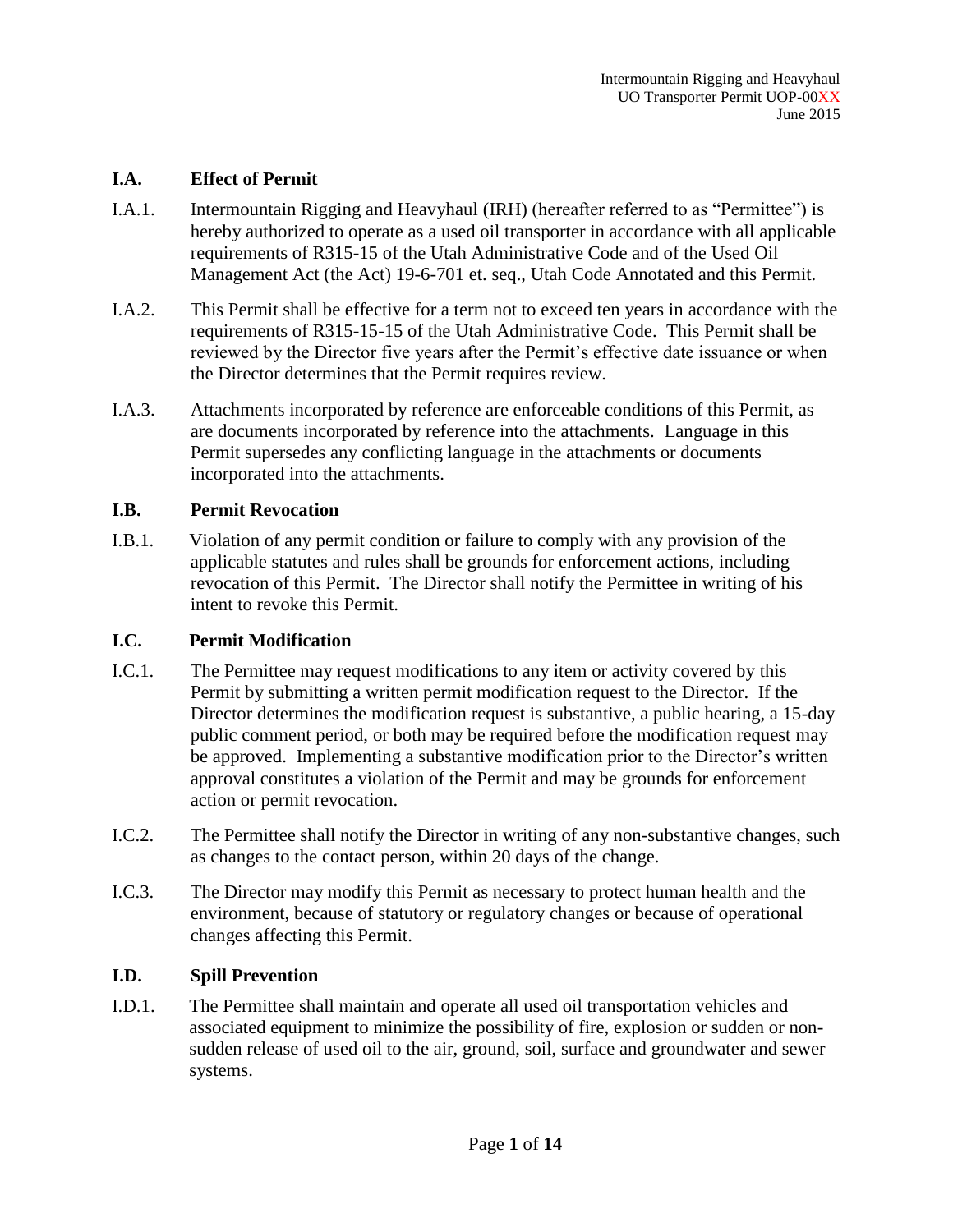### I.A. Effect of Permit

I.A.1. Intermountain Rigging and Heavyhaul (IRH) (hereafter referred to as "Permittee") is hereby authorized to operate as a used oil transporter in accordance with all applicable requirements of R315-15 of the Utah Administrative Code and of the Used Oil Management Act (the Act) 19-6-701 et. seq., Utah Code Annotated and this Permit.

I.A.2. This Permit shall be effective for a term not to exceed ten years in accordance with the requirements of R315-15-15 of the Utah Administrative Code. This Permit shall be reviewed by the Director five years after the Permit's effective date issuance or when the Director determines that the Permit requires review.

I.A.3. Attachments incorporated by reference are enforceable conditions of this Permit, as are documents incorporated by reference into the attachments. Language in this Permit supersedes any conflicting language in the attachments or documents incorporated into the attachments.

### I.B. Permit Revocation

I.B.1. Violation of any permit condition or failure to comply with any provision of the applicable statutes and rules shall be grounds for enforcement actions, including revocation of this Permit. The Director shall notify the Permittee in writing of his intent to revoke this Permit.

### I.C. Permit Modification

I.C.1. The Permittee may request modifications to any item or activity covered by this Permit by submitting a written permit modification request to the Director. If the Director determines the modification request is substantive, a public hearing, a 15-day public comment period, or both may be required before the modification request may be approved. Implementing a substantive modification prior to the Director's written approval constitutes a violation of the Permit and may be grounds for enforcement action or permit revocation.

I.C.2. The Permittee shall notify the Director in writing of any non-substantive changes, such as changes to the contact person, within 20 days of the change.

I.C.3. The Director may modify this Permit as necessary to protect human health and the environment, because of statutory or regulatory changes or because of operational changes affecting this Permit.

### I.D. Spill Prevention

I.D.1. The Permittee shall maintain and operate all used oil transportation vehicles and associated equipment to minimize the possibility of fire, explosion or sudden or non-sudden release of used oil to the air, ground, soil, surface and groundwater and sewer systems.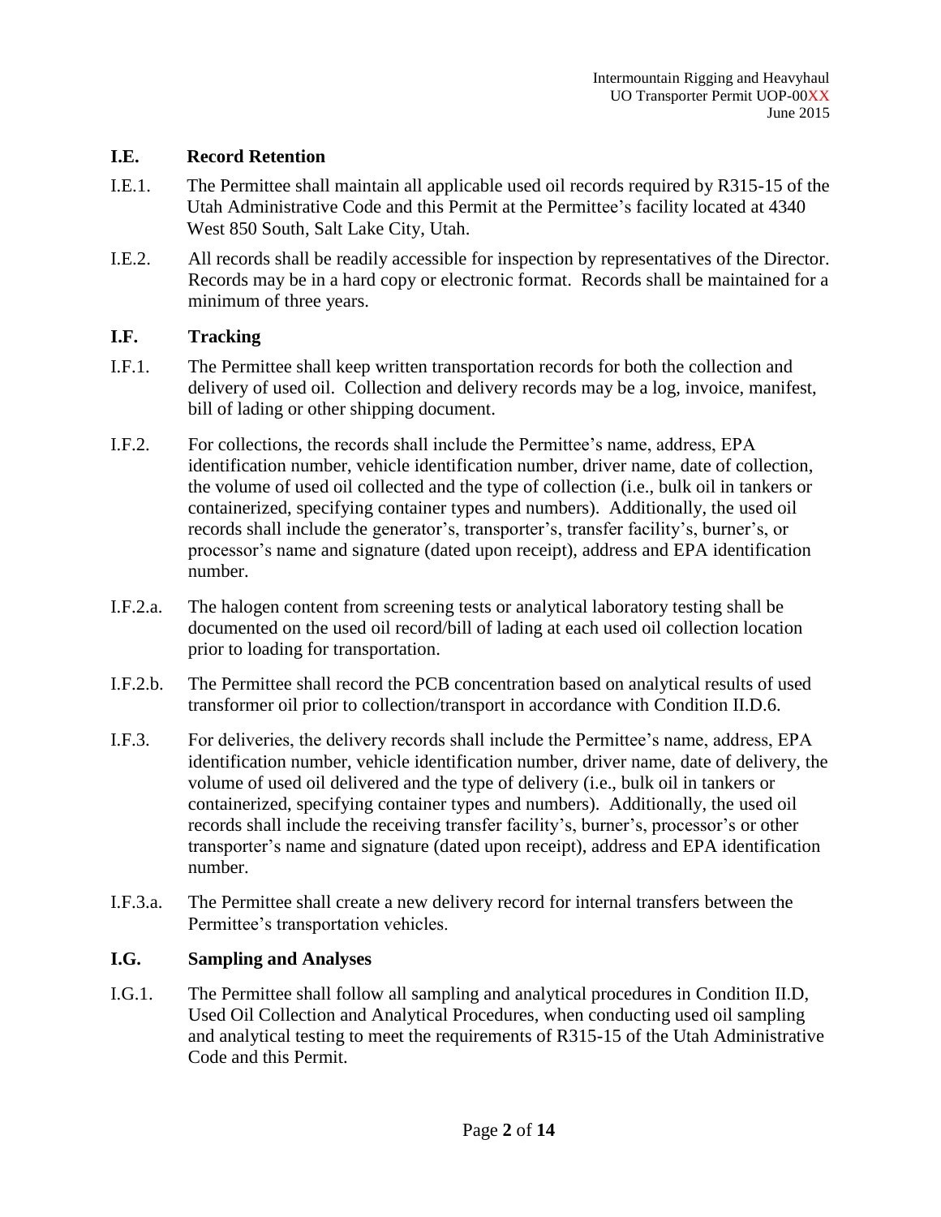### I.E. Record Retention

I.E.1. The Permittee shall maintain all applicable used oil records required by R315-15 of the Utah Administrative Code and this Permit at the Permittee's facility located at 4340 West 850 South, Salt Lake City, Utah.

I.E.2. All records shall be readily accessible for inspection by representatives of the Director. Records may be in a hard copy or electronic format. Records shall be maintained for a minimum of three years.

### I.F. Tracking

I.F.1. The Permittee shall keep written transportation records for both the collection and delivery of used oil. Collection and delivery records may be a log, invoice, manifest, bill of lading or other shipping document.

I.F.2. For collections, the records shall include the Permittee's name, address, EPA identification number, vehicle identification number, driver name, date of collection, the volume of used oil collected and the type of collection (i.e., bulk oil in tankers or containerized, specifying container types and numbers). Additionally, the used oil records shall include the generator's, transporter's, transfer facility's, burner's, or processor's name and signature (dated upon receipt), address and EPA identification number.

I.F.2.a. The halogen content from screening tests or analytical laboratory testing shall be documented on the used oil record/bill of lading at each used oil collection location prior to loading for transportation.

I.F.2.b. The Permittee shall record the PCB concentration based on analytical results of used transformer oil prior to collection/transport in accordance with Condition II.D.6.

I.F.3. For deliveries, the delivery records shall include the Permittee's name, address, EPA identification number, vehicle identification number, driver name, date of delivery, the volume of used oil delivered and the type of delivery (i.e., bulk oil in tankers or containerized, specifying container types and numbers). Additionally, the used oil records shall include the receiving transfer facility's, burner's, processor's or other transporter's name and signature (dated upon receipt), address and EPA identification number.

I.F.3.a. The Permittee shall create a new delivery record for internal transfers between the Permittee's transportation vehicles.

### I.G. Sampling and Analyses

I.G.1. The Permittee shall follow all sampling and analytical procedures in Condition II.D, Used Oil Collection and Analytical Procedures, when conducting used oil sampling and analytical testing to meet the requirements of R315-15 of the Utah Administrative Code and this Permit.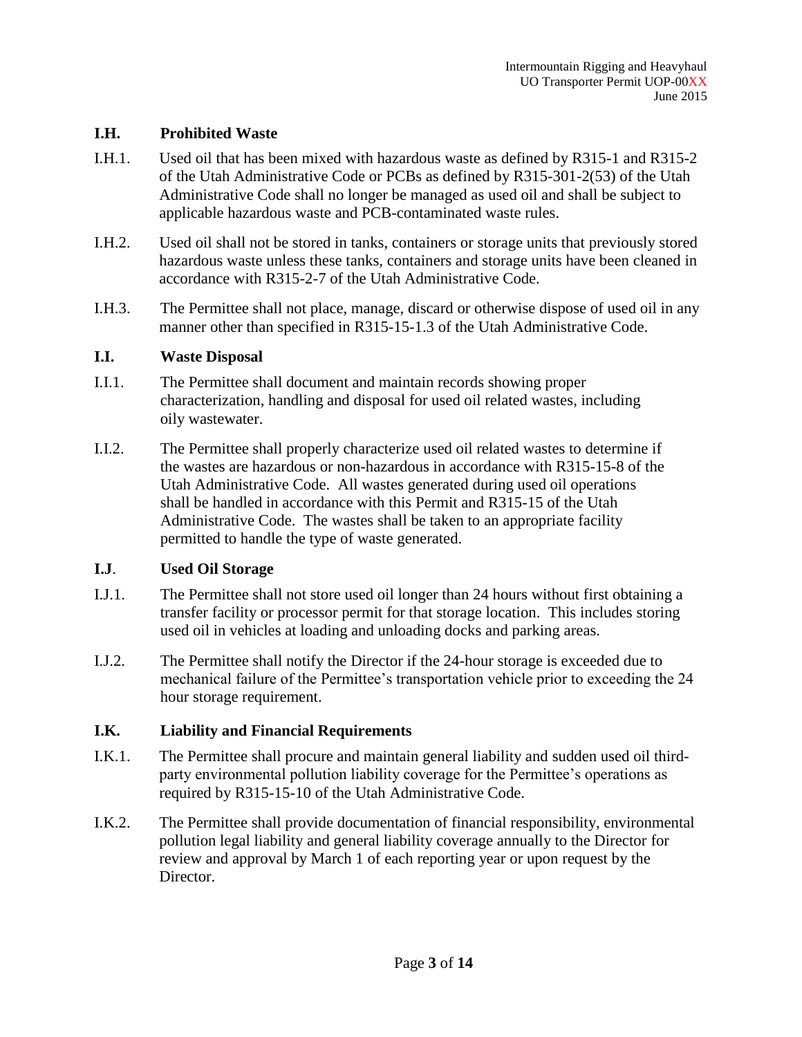## I.H. Prohibited Waste

I.H.1. Used oil that has been mixed with hazardous waste as defined by R315-1 and R315-2 of the Utah Administrative Code or PCBs as defined by R315-301-2(53) of the Utah Administrative Code shall no longer be managed as used oil and shall be subject to applicable hazardous waste and PCB-contaminated waste rules.

I.H.2. Used oil shall not be stored in tanks, containers or storage units that previously stored hazardous waste unless these tanks, containers and storage units have been cleaned in accordance with R315-2-7 of the Utah Administrative Code.

I.H.3. The Permittee shall not place, manage, discard or otherwise dispose of used oil in any manner other than specified in R315-15-1.3 of the Utah Administrative Code.

## I.I. Waste Disposal

I.I.1. The Permittee shall document and maintain records showing proper characterization, handling and disposal for used oil related wastes, including oily wastewater.

I.I.2. The Permittee shall properly characterize used oil related wastes to determine if the wastes are hazardous or non-hazardous in accordance with R315-15-8 of the Utah Administrative Code. All wastes generated during used oil operations shall be handled in accordance with this Permit and R315-15 of the Utah Administrative Code. The wastes shall be taken to an appropriate facility permitted to handle the type of waste generated.

## I.J. Used Oil Storage

I.J.1. The Permittee shall not store used oil longer than 24 hours without first obtaining a transfer facility or processor permit for that storage location. This includes storing used oil in vehicles at loading and unloading docks and parking areas.

I.J.2. The Permittee shall notify the Director if the 24-hour storage is exceeded due to mechanical failure of the Permittee's transportation vehicle prior to exceeding the 24 hour storage requirement.

## I.K. Liability and Financial Requirements

I.K.1. The Permittee shall procure and maintain general liability and sudden used oil third-party environmental pollution liability coverage for the Permittee's operations as required by R315-15-10 of the Utah Administrative Code.

I.K.2. The Permittee shall provide documentation of financial responsibility, environmental pollution legal liability and general liability coverage annually to the Director for review and approval by March 1 of each reporting year or upon request by the Director.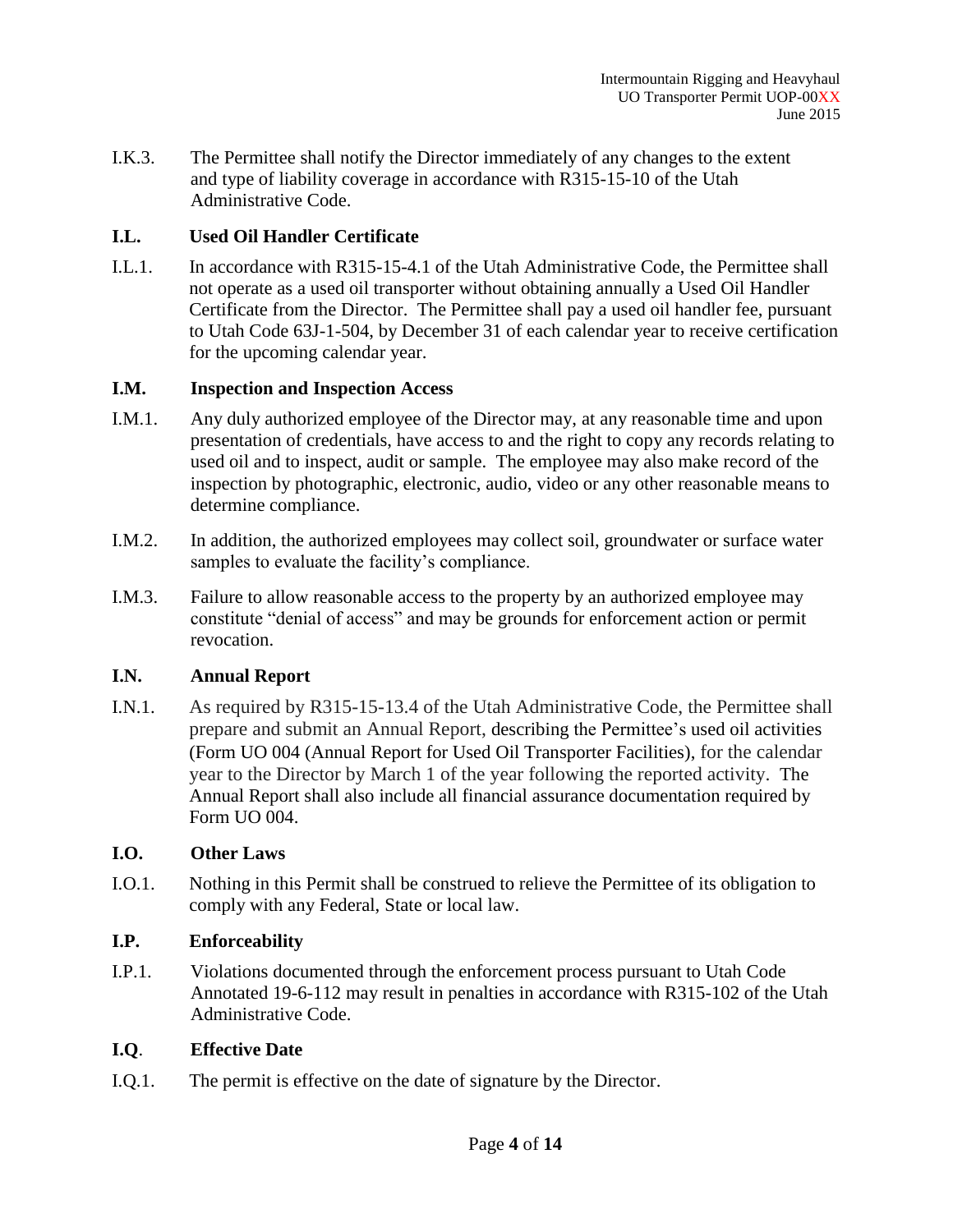I.K.3. The Permittee shall notify the Director immediately of any changes to the extent and type of liability coverage in accordance with R315-15-10 of the Utah Administrative Code.

## I.L. Used Oil Handler Certificate

I.L.1. In accordance with R315-15-4.1 of the Utah Administrative Code, the Permittee shall not operate as a used oil transporter without obtaining annually a Used Oil Handler Certificate from the Director. The Permittee shall pay a used oil handler fee, pursuant to Utah Code 63J-1-504, by December 31 of each calendar year to receive certification for the upcoming calendar year.

## I.M. Inspection and Inspection Access

I.M.1. Any duly authorized employee of the Director may, at any reasonable time and upon presentation of credentials, have access to and the right to copy any records relating to used oil and to inspect, audit or sample. The employee may also make record of the inspection by photographic, electronic, audio, video or any other reasonable means to determine compliance.

I.M.2. In addition, the authorized employees may collect soil, groundwater or surface water samples to evaluate the facility's compliance.

I.M.3. Failure to allow reasonable access to the property by an authorized employee may constitute "denial of access" and may be grounds for enforcement action or permit revocation.

## I.N. Annual Report

I.N.1. As required by R315-15-13.4 of the Utah Administrative Code, the Permittee shall prepare and submit an Annual Report, describing the Permittee's used oil activities (Form UO 004 (Annual Report for Used Oil Transporter Facilities), for the calendar year to the Director by March 1 of the year following the reported activity. The Annual Report shall also include all financial assurance documentation required by Form UO 004.

## I.O. Other Laws

I.O.1. Nothing in this Permit shall be construed to relieve the Permittee of its obligation to comply with any Federal, State or local law.

## I.P. Enforceability

I.P.1. Violations documented through the enforcement process pursuant to Utah Code Annotated 19-6-112 may result in penalties in accordance with R315-102 of the Utah Administrative Code.

## I.Q. Effective Date

I.Q.1. The permit is effective on the date of signature by the Director.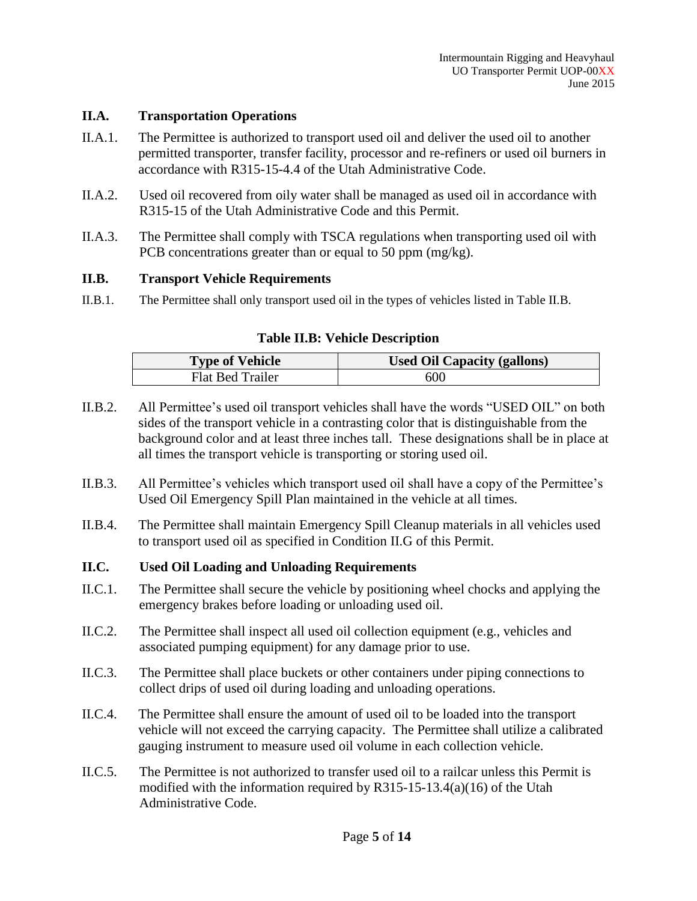## II.A. Transportation Operations

II.A.1. The Permittee is authorized to transport used oil and deliver the used oil to another permitted transporter, transfer facility, processor and re-refiners or used oil burners in accordance with R315-15-4.4 of the Utah Administrative Code.

II.A.2. Used oil recovered from oily water shall be managed as used oil in accordance with R315-15 of the Utah Administrative Code and this Permit.

II.A.3. The Permittee shall comply with TSCA regulations when transporting used oil with PCB concentrations greater than or equal to 50 ppm (mg/kg).

## II.B. Transport Vehicle Requirements

II.B.1. The Permittee shall only transport used oil in the types of vehicles listed in Table II.B.

**Table II.B: Vehicle Description**

| Type of Vehicle | Used Oil Capacity (gallons) |
|---|---|
| Flat Bed Trailer | 600 |

II.B.2. All Permittee's used oil transport vehicles shall have the words "USED OIL" on both sides of the transport vehicle in a contrasting color that is distinguishable from the background color and at least three inches tall. These designations shall be in place at all times the transport vehicle is transporting or storing used oil.

II.B.3. All Permittee's vehicles which transport used oil shall have a copy of the Permittee's Used Oil Emergency Spill Plan maintained in the vehicle at all times.

II.B.4. The Permittee shall maintain Emergency Spill Cleanup materials in all vehicles used to transport used oil as specified in Condition II.G of this Permit.

## II.C. Used Oil Loading and Unloading Requirements

II.C.1. The Permittee shall secure the vehicle by positioning wheel chocks and applying the emergency brakes before loading or unloading used oil.

II.C.2. The Permittee shall inspect all used oil collection equipment (e.g., vehicles and associated pumping equipment) for any damage prior to use.

II.C.3. The Permittee shall place buckets or other containers under piping connections to collect drips of used oil during loading and unloading operations.

II.C.4. The Permittee shall ensure the amount of used oil to be loaded into the transport vehicle will not exceed the carrying capacity. The Permittee shall utilize a calibrated gauging instrument to measure used oil volume in each collection vehicle.

II.C.5. The Permittee is not authorized to transfer used oil to a railcar unless this Permit is modified with the information required by R315-15-13.4(a)(16) of the Utah Administrative Code.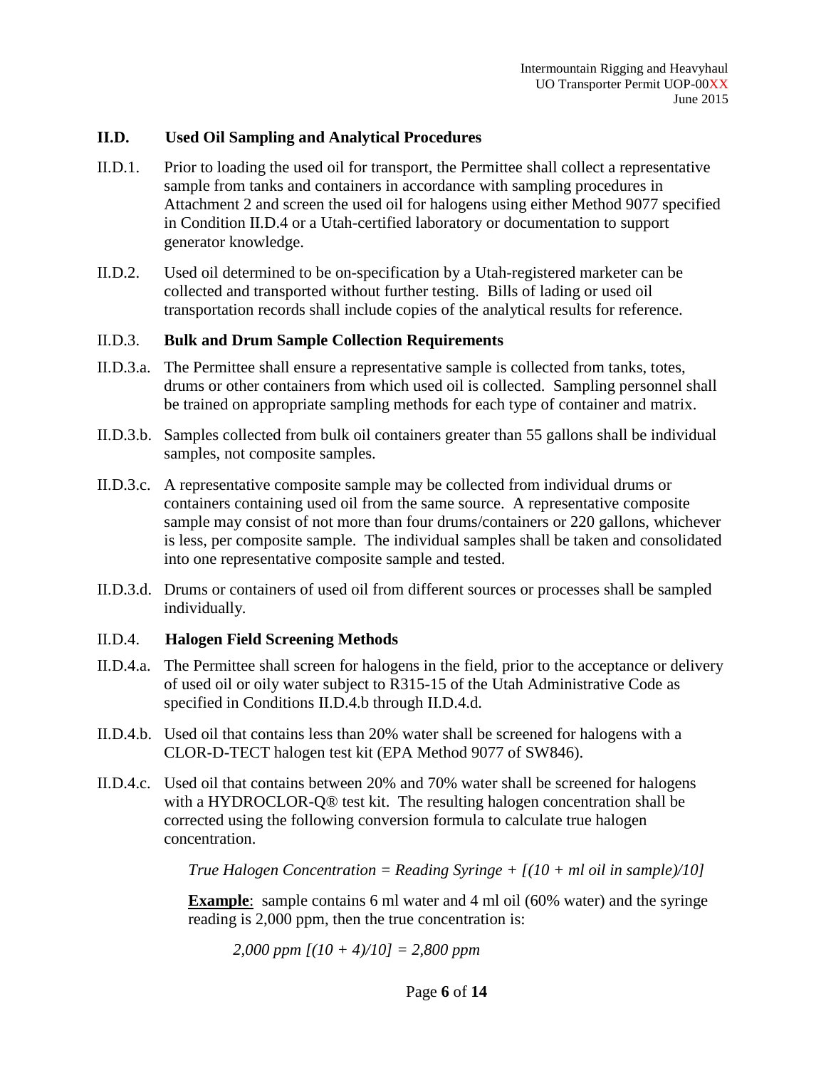## II.D. Used Oil Sampling and Analytical Procedures

II.D.1. Prior to loading the used oil for transport, the Permittee shall collect a representative sample from tanks and containers in accordance with sampling procedures in Attachment 2 and screen the used oil for halogens using either Method 9077 specified in Condition II.D.4 or a Utah-certified laboratory or documentation to support generator knowledge.

II.D.2. Used oil determined to be on-specification by a Utah-registered marketer can be collected and transported without further testing. Bills of lading or used oil transportation records shall include copies of the analytical results for reference.

### II.D.3. Bulk and Drum Sample Collection Requirements

II.D.3.a. The Permittee shall ensure a representative sample is collected from tanks, totes, drums or other containers from which used oil is collected. Sampling personnel shall be trained on appropriate sampling methods for each type of container and matrix.

II.D.3.b. Samples collected from bulk oil containers greater than 55 gallons shall be individual samples, not composite samples.

II.D.3.c. A representative composite sample may be collected from individual drums or containers containing used oil from the same source. A representative composite sample may consist of not more than four drums/containers or 220 gallons, whichever is less, per composite sample. The individual samples shall be taken and consolidated into one representative composite sample and tested.

II.D.3.d. Drums or containers of used oil from different sources or processes shall be sampled individually.

### II.D.4. Halogen Field Screening Methods

II.D.4.a. The Permittee shall screen for halogens in the field, prior to the acceptance or delivery of used oil or oily water subject to R315-15 of the Utah Administrative Code as specified in Conditions II.D.4.b through II.D.4.d.

II.D.4.b. Used oil that contains less than 20% water shall be screened for halogens with a CLOR-D-TECT halogen test kit (EPA Method 9077 of SW846).

II.D.4.c. Used oil that contains between 20% and 70% water shall be screened for halogens with a HYDROCLOR-Q® test kit. The resulting halogen concentration shall be corrected using the following conversion formula to calculate true halogen concentration.

*True Halogen Concentration = Reading Syringe + [(10 + ml oil in sample)/10]*

**Example**: sample contains 6 ml water and 4 ml oil (60% water) and the syringe reading is 2,000 ppm, then the true concentration is:

*2,000 ppm [(10 + 4)/10] = 2,800 ppm*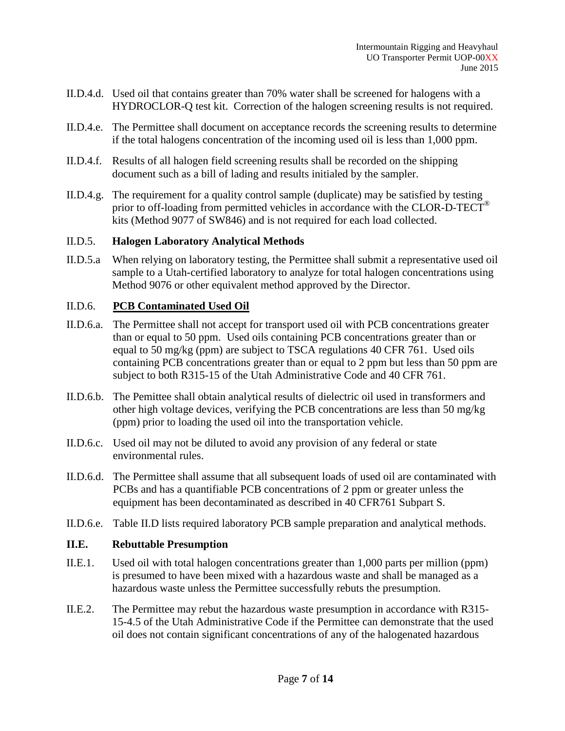II.D.4.d. Used oil that contains greater than 70% water shall be screened for halogens with a HYDROCLOR-Q test kit. Correction of the halogen screening results is not required.

II.D.4.e. The Permittee shall document on acceptance records the screening results to determine if the total halogens concentration of the incoming used oil is less than 1,000 ppm.

II.D.4.f. Results of all halogen field screening results shall be recorded on the shipping document such as a bill of lading and results initialed by the sampler.

II.D.4.g. The requirement for a quality control sample (duplicate) may be satisfied by testing prior to off-loading from permitted vehicles in accordance with the CLOR-D-TECT® kits (Method 9077 of SW846) and is not required for each load collected.

II.D.5. **Halogen Laboratory Analytical Methods**

II.D.5.a When relying on laboratory testing, the Permittee shall submit a representative used oil sample to a Utah-certified laboratory to analyze for total halogen concentrations using Method 9076 or other equivalent method approved by the Director.

II.D.6. **PCB Contaminated Used Oil**

II.D.6.a. The Permittee shall not accept for transport used oil with PCB concentrations greater than or equal to 50 ppm. Used oils containing PCB concentrations greater than or equal to 50 mg/kg (ppm) are subject to TSCA regulations 40 CFR 761. Used oils containing PCB concentrations greater than or equal to 2 ppm but less than 50 ppm are subject to both R315-15 of the Utah Administrative Code and 40 CFR 761.

II.D.6.b. The Pemittee shall obtain analytical results of dielectric oil used in transformers and other high voltage devices, verifying the PCB concentrations are less than 50 mg/kg (ppm) prior to loading the used oil into the transportation vehicle.

II.D.6.c. Used oil may not be diluted to avoid any provision of any federal or state environmental rules.

II.D.6.d. The Permittee shall assume that all subsequent loads of used oil are contaminated with PCBs and has a quantifiable PCB concentrations of 2 ppm or greater unless the equipment has been decontaminated as described in 40 CFR761 Subpart S.

II.D.6.e. Table II.D lists required laboratory PCB sample preparation and analytical methods.

## II.E. Rebuttable Presumption

II.E.1. Used oil with total halogen concentrations greater than 1,000 parts per million (ppm) is presumed to have been mixed with a hazardous waste and shall be managed as a hazardous waste unless the Permittee successfully rebuts the presumption.

II.E.2. The Permittee may rebut the hazardous waste presumption in accordance with R315-15-4.5 of the Utah Administrative Code if the Permittee can demonstrate that the used oil does not contain significant concentrations of any of the halogenated hazardous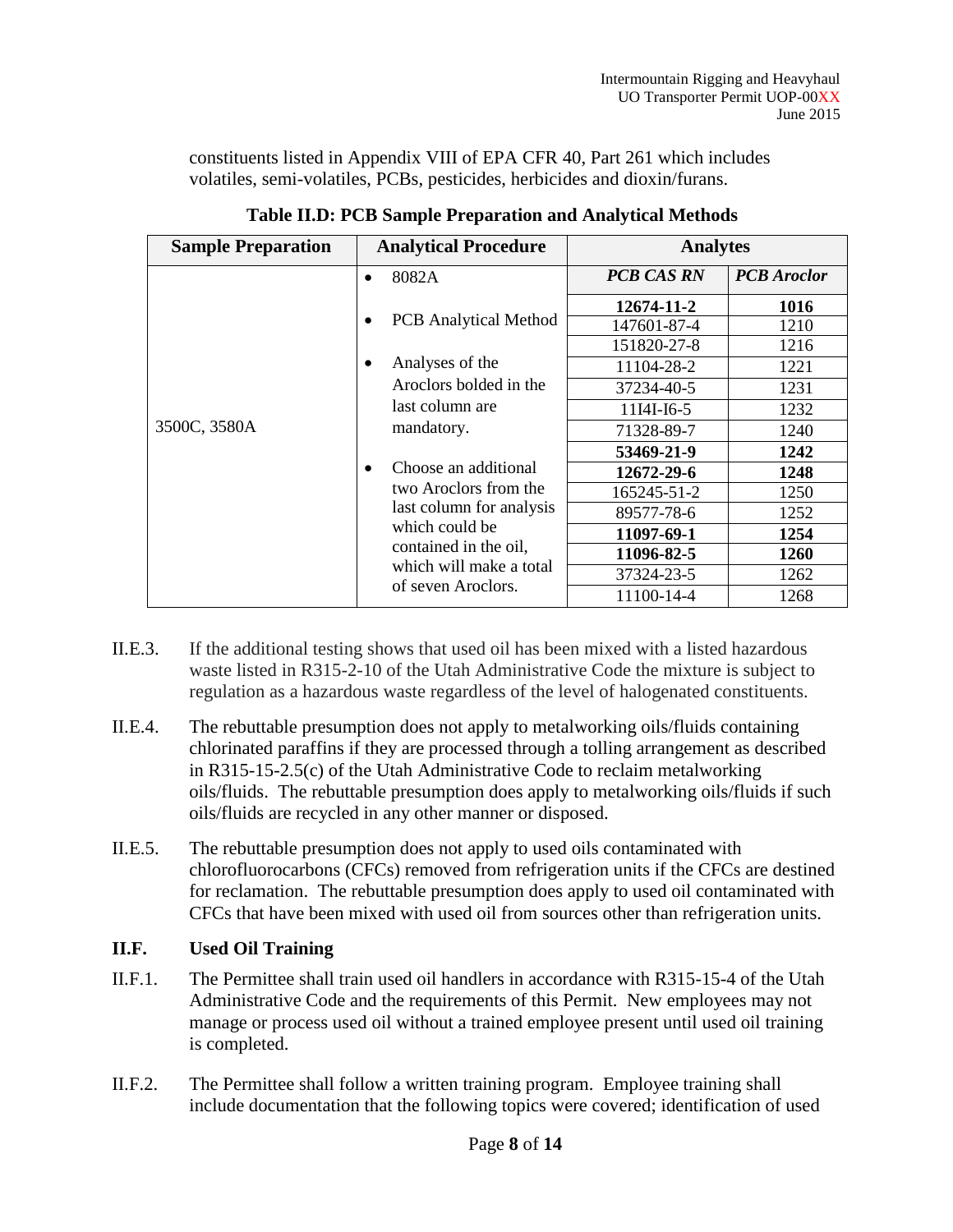constituents listed in Appendix VIII of EPA CFR 40, Part 261 which includes volatiles, semi-volatiles, PCBs, pesticides, herbicides and dioxin/furans.

**Table II.D: PCB Sample Preparation and Analytical Methods**

| Sample Preparation | Analytical Procedure | Analytes | |
|---|---|---|---|
| 3500C, 3580A | • 8082A<br>• PCB Analytical Method<br>• Analyses of the Aroclors bolded in the last column are mandatory.<br>• Choose an additional two Aroclors from the last column for analysis which could be contained in the oil, which will make a total of seven Aroclors. | ***PCB CAS RN*** | ***PCB Aroclor*** |
| | | **12674-11-2** | **1016** |
| | | 147601-87-4 | 1210 |
| | | 151820-27-8 | 1216 |
| | | 11104-28-2 | 1221 |
| | | 37234-40-5 | 1231 |
| | | 11I4I-I6-5 | 1232 |
| | | 71328-89-7 | 1240 |
| | | **53469-21-9** | **1242** |
| | | **12672-29-6** | **1248** |
| | | 165245-51-2 | 1250 |
| | | 89577-78-6 | 1252 |
| | | **11097-69-1** | **1254** |
| | | **11096-82-5** | **1260** |
| | | 37324-23-5 | 1262 |
| | | 11100-14-4 | 1268 |

II.E.3. If the additional testing shows that used oil has been mixed with a listed hazardous waste listed in R315-2-10 of the Utah Administrative Code the mixture is subject to regulation as a hazardous waste regardless of the level of halogenated constituents.

II.E.4. The rebuttable presumption does not apply to metalworking oils/fluids containing chlorinated paraffins if they are processed through a tolling arrangement as described in R315-15-2.5(c) of the Utah Administrative Code to reclaim metalworking oils/fluids. The rebuttable presumption does apply to metalworking oils/fluids if such oils/fluids are recycled in any other manner or disposed.

II.E.5. The rebuttable presumption does not apply to used oils contaminated with chlorofluorocarbons (CFCs) removed from refrigeration units if the CFCs are destined for reclamation. The rebuttable presumption does apply to used oil contaminated with CFCs that have been mixed with used oil from sources other than refrigeration units.

### II.F. Used Oil Training

II.F.1. The Permittee shall train used oil handlers in accordance with R315-15-4 of the Utah Administrative Code and the requirements of this Permit. New employees may not manage or process used oil without a trained employee present until used oil training is completed.

II.F.2. The Permittee shall follow a written training program. Employee training shall include documentation that the following topics were covered; identification of used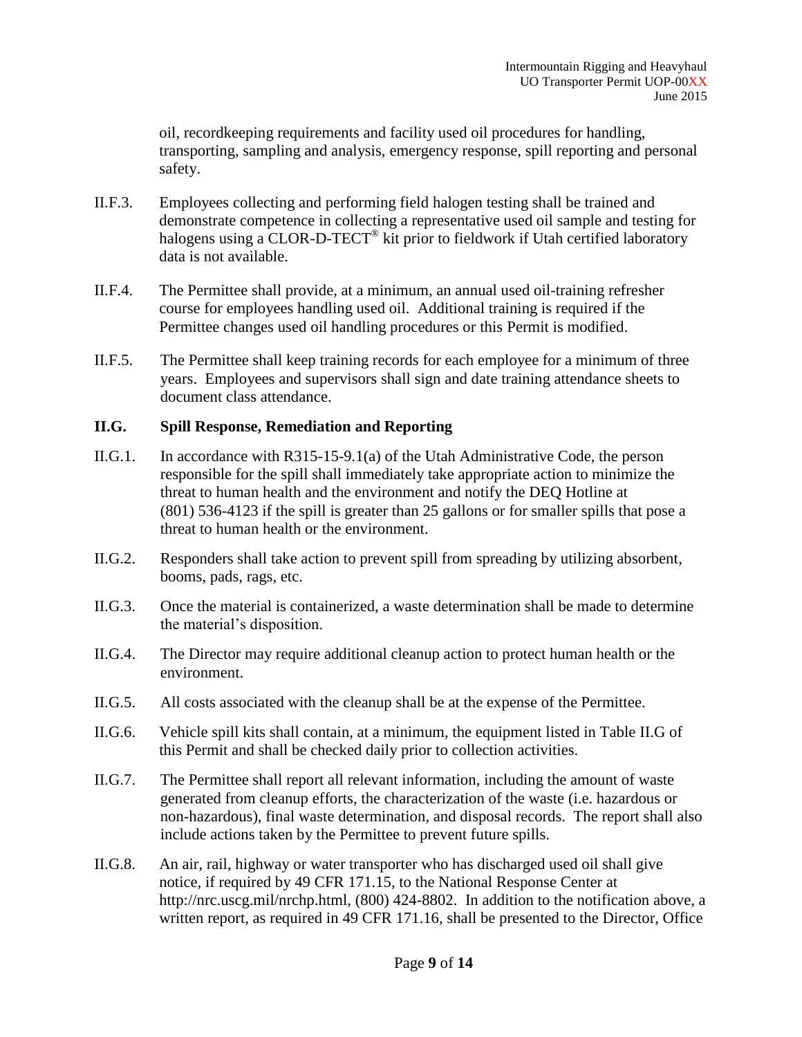oil, recordkeeping requirements and facility used oil procedures for handling, transporting, sampling and analysis, emergency response, spill reporting and personal safety.

II.F.3. Employees collecting and performing field halogen testing shall be trained and demonstrate competence in collecting a representative used oil sample and testing for halogens using a CLOR-D-TECT® kit prior to fieldwork if Utah certified laboratory data is not available.

II.F.4. The Permittee shall provide, at a minimum, an annual used oil-training refresher course for employees handling used oil. Additional training is required if the Permittee changes used oil handling procedures or this Permit is modified.

II.F.5. The Permittee shall keep training records for each employee for a minimum of three years. Employees and supervisors shall sign and date training attendance sheets to document class attendance.

## II.G. Spill Response, Remediation and Reporting

II.G.1. In accordance with R315-15-9.1(a) of the Utah Administrative Code, the person responsible for the spill shall immediately take appropriate action to minimize the threat to human health and the environment and notify the DEQ Hotline at (801) 536-4123 if the spill is greater than 25 gallons or for smaller spills that pose a threat to human health or the environment.

II.G.2. Responders shall take action to prevent spill from spreading by utilizing absorbent, booms, pads, rags, etc.

II.G.3. Once the material is containerized, a waste determination shall be made to determine the material's disposition.

II.G.4. The Director may require additional cleanup action to protect human health or the environment.

II.G.5. All costs associated with the cleanup shall be at the expense of the Permittee.

II.G.6. Vehicle spill kits shall contain, at a minimum, the equipment listed in Table II.G of this Permit and shall be checked daily prior to collection activities.

II.G.7. The Permittee shall report all relevant information, including the amount of waste generated from cleanup efforts, the characterization of the waste (i.e. hazardous or non-hazardous), final waste determination, and disposal records. The report shall also include actions taken by the Permittee to prevent future spills.

II.G.8. An air, rail, highway or water transporter who has discharged used oil shall give notice, if required by 49 CFR 171.15, to the National Response Center at http://nrc.uscg.mil/nrchp.html, (800) 424-8802. In addition to the notification above, a written report, as required in 49 CFR 171.16, shall be presented to the Director, Office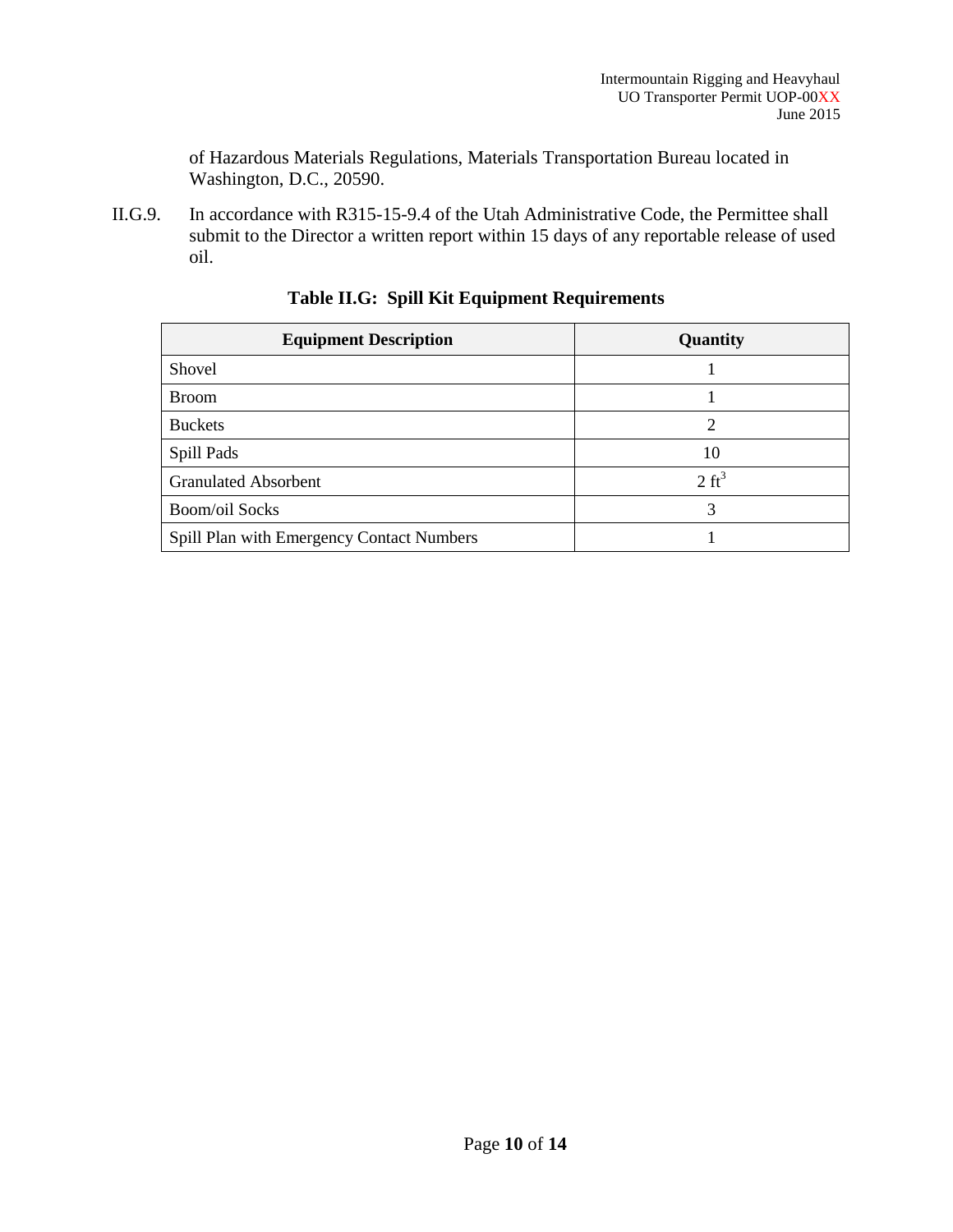of Hazardous Materials Regulations, Materials Transportation Bureau located in Washington, D.C., 20590.

II.G.9. In accordance with R315-15-9.4 of the Utah Administrative Code, the Permittee shall submit to the Director a written report within 15 days of any reportable release of used oil.

**Table II.G: Spill Kit Equipment Requirements**

| Equipment Description | Quantity |
| --- | --- |
| Shovel | 1 |
| Broom | 1 |
| Buckets | 2 |
| Spill Pads | 10 |
| Granulated Absorbent | 2 $ft^3$ |
| Boom/oil Socks | 3 |
| Spill Plan with Emergency Contact Numbers | 1 |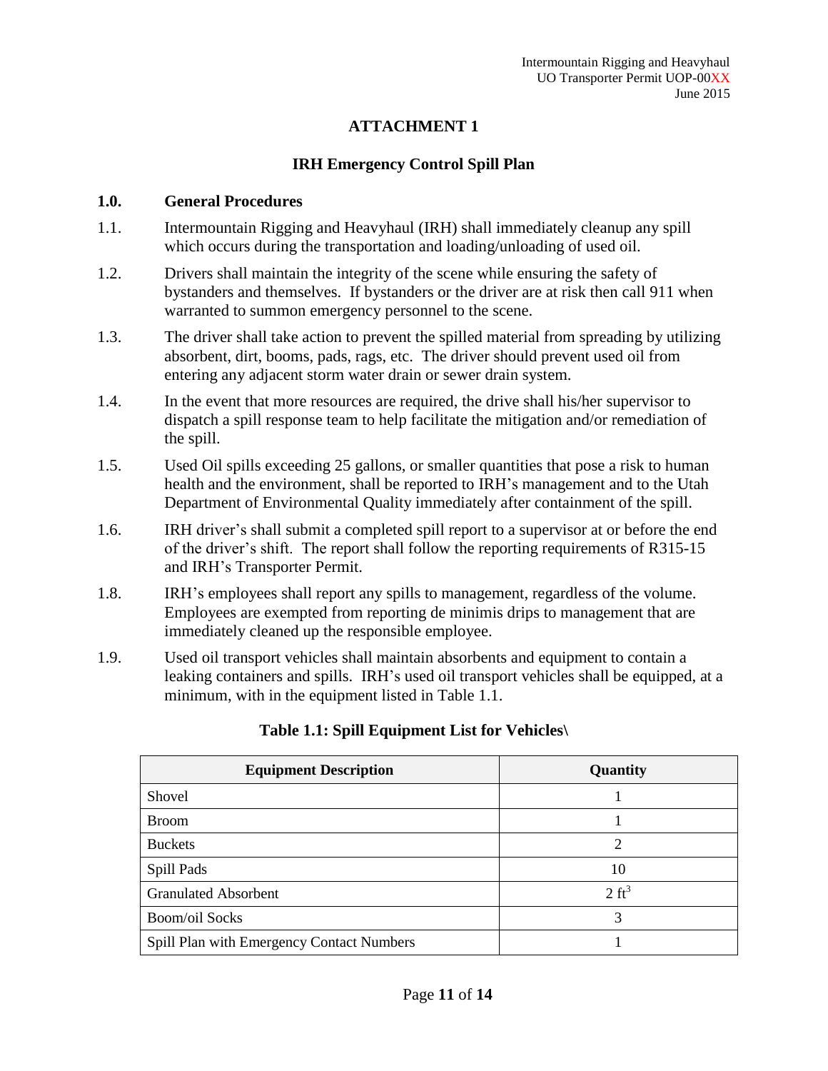# ATTACHMENT 1

## IRH Emergency Control Spill Plan

### 1.0. General Procedures

1.1. Intermountain Rigging and Heavyhaul (IRH) shall immediately cleanup any spill which occurs during the transportation and loading/unloading of used oil.

1.2. Drivers shall maintain the integrity of the scene while ensuring the safety of bystanders and themselves. If bystanders or the driver are at risk then call 911 when warranted to summon emergency personnel to the scene.

1.3. The driver shall take action to prevent the spilled material from spreading by utilizing absorbent, dirt, booms, pads, rags, etc. The driver should prevent used oil from entering any adjacent storm water drain or sewer drain system.

1.4. In the event that more resources are required, the drive shall his/her supervisor to dispatch a spill response team to help facilitate the mitigation and/or remediation of the spill.

1.5. Used Oil spills exceeding 25 gallons, or smaller quantities that pose a risk to human health and the environment, shall be reported to IRH's management and to the Utah Department of Environmental Quality immediately after containment of the spill.

1.6. IRH driver's shall submit a completed spill report to a supervisor at or before the end of the driver's shift. The report shall follow the reporting requirements of R315-15 and IRH's Transporter Permit.

1.8. IRH's employees shall report any spills to management, regardless of the volume. Employees are exempted from reporting de minimis drips to management that are immediately cleaned up the responsible employee.

1.9. Used oil transport vehicles shall maintain absorbents and equipment to contain a leaking containers and spills. IRH's used oil transport vehicles shall be equipped, at a minimum, with in the equipment listed in Table 1.1.

**Table 1.1: Spill Equipment List for Vehicles\**

| Equipment Description | Quantity |
|---|---|
| Shovel | 1 |
| Broom | 1 |
| Buckets | 2 |
| Spill Pads | 10 |
| Granulated Absorbent | 2 $ft^3$ |
| Boom/oil Socks | 3 |
| Spill Plan with Emergency Contact Numbers | 1 |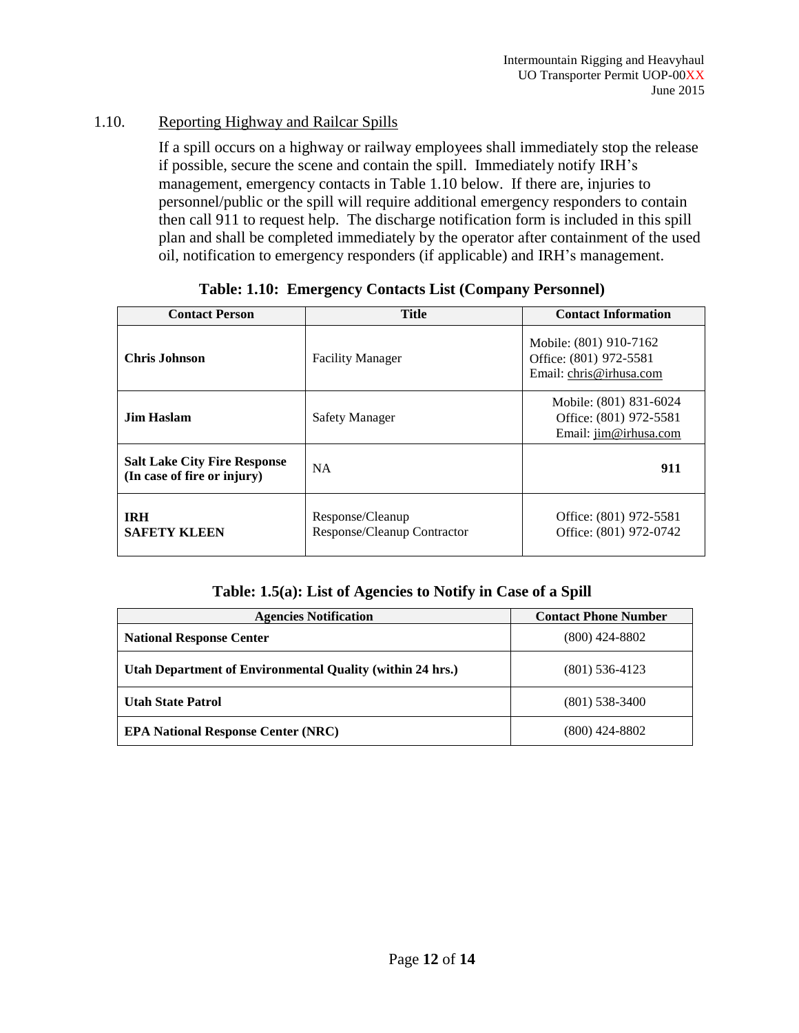## 1.10. Reporting Highway and Railcar Spills

If a spill occurs on a highway or railway employees shall immediately stop the release if possible, secure the scene and contain the spill. Immediately notify IRH's management, emergency contacts in Table 1.10 below. If there are, injuries to personnel/public or the spill will require additional emergency responders to contain then call 911 to request help. The discharge notification form is included in this spill plan and shall be completed immediately by the operator after containment of the used oil, notification to emergency responders (if applicable) and IRH's management.

**Table: 1.10: Emergency Contacts List (Company Personnel)**

| Contact Person | Title | Contact Information |
|---|---|---|
| **Chris Johnson** | Facility Manager | Mobile: (801) 910-7162<br>Office: (801) 972-5581<br>Email: chris@irhusa.com |
| **Jim Haslam** | Safety Manager | Mobile: (801) 831-6024<br>Office: (801) 972-5581<br>Email: jim@irhusa.com |
| **Salt Lake City Fire Response (In case of fire or injury)** | NA | **911** |
| **IRH**<br>**SAFETY KLEEN** | Response/Cleanup<br>Response/Cleanup Contractor | Office: (801) 972-5581<br>Office: (801) 972-0742 |

**Table: 1.5(a): List of Agencies to Notify in Case of a Spill**

| Agencies Notification | Contact Phone Number |
|---|---|
| **National Response Center** | (800) 424-8802 |
| **Utah Department of Environmental Quality (within 24 hrs.)** | (801) 536-4123 |
| **Utah State Patrol** | (801) 538-3400 |
| **EPA National Response Center (NRC)** | (800) 424-8802 |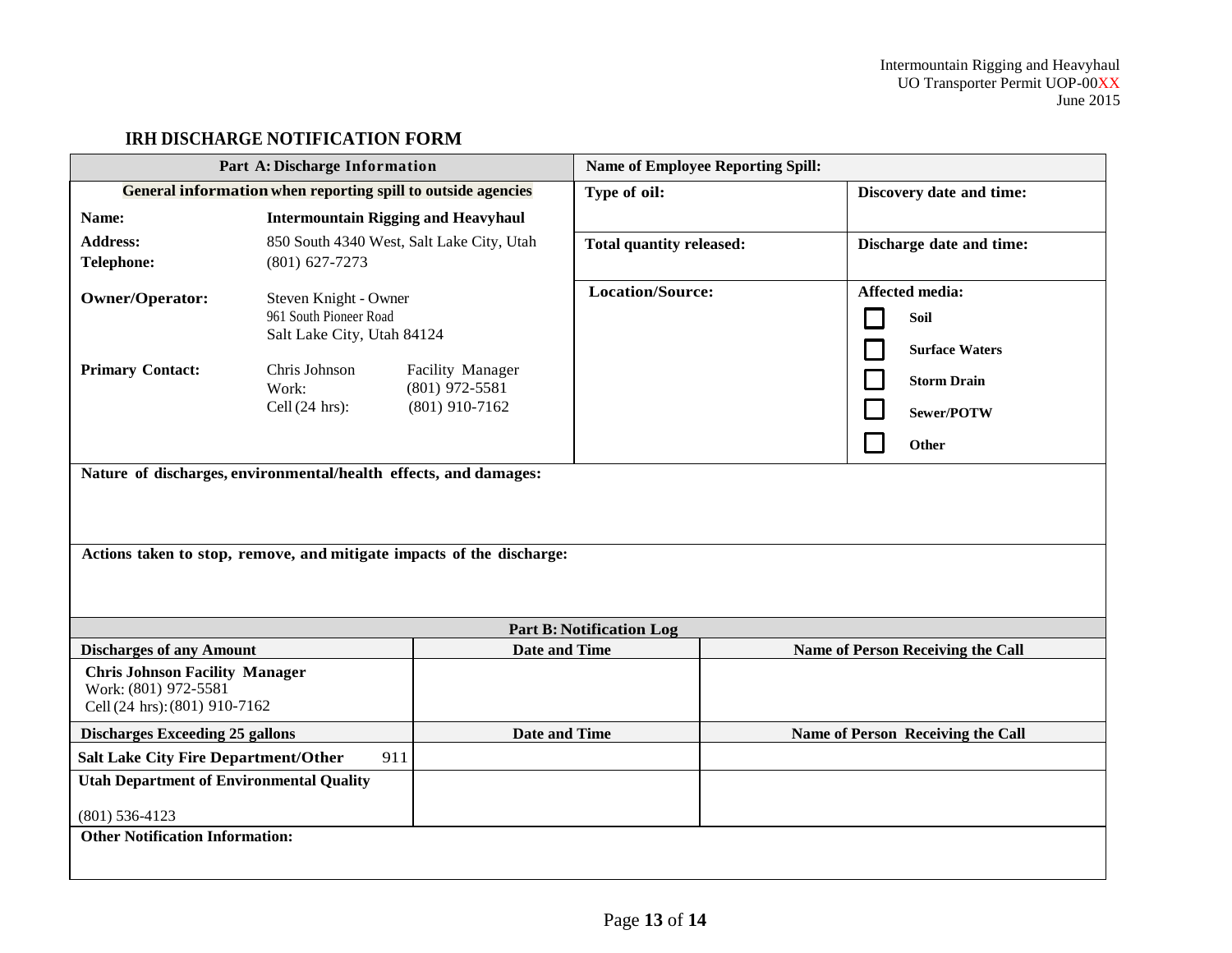## IRH DISCHARGE NOTIFICATION FORM

| Part A: Discharge Information | | | Name of Employee Reporting Spill: | |
|---|---|---|---|---|
| **General information when reporting spill to outside agencies** | | | **Type of oil:** | **Discovery date and time:** |
| **Name:** | **Intermountain Rigging and Heavyhaul** | | | |
| **Address:** | 850 South 4340 West, Salt Lake City, Utah | | **Total quantity released:** | **Discharge date and time:** |
| **Telephone:** | (801) 627-7273 | | | |
| **Owner/Operator:** | Steven Knight - Owner<br>961 South Pioneer Road<br>Salt Lake City, Utah 84124 | | **Location/Source:** | **Affected media:**<br>☐ **Soil**<br>☐ **Surface Waters**<br>☐ **Storm Drain**<br>☐ **Sewer/POTW**<br>☐ **Other** |
| **Primary Contact:** | Chris Johnson<br>Work:<br>Cell (24 hrs): | Facility Manager<br>(801) 972-5581<br>(801) 910-7162 | | |
| **Nature of discharges, environmental/health effects, and damages:** | | | | |
| **Actions taken to stop, remove, and mitigate impacts of the discharge:** | | | | |

| Part B: Notification Log | | |
|---|---|---|
| **Discharges of any Amount** | **Date and Time** | **Name of Person Receiving the Call** |
| **Chris Johnson Facility Manager**<br>Work: (801) 972-5581<br>Cell (24 hrs): (801) 910-7162 | | |
| **Discharges Exceeding 25 gallons** | **Date and Time** | **Name of Person Receiving the Call** |
| **Salt Lake City Fire Department/Other** 911 | | |
| **Utah Department of Environmental Quality**<br>(801) 536-4123 | | |
| **Other Notification Information:** | | |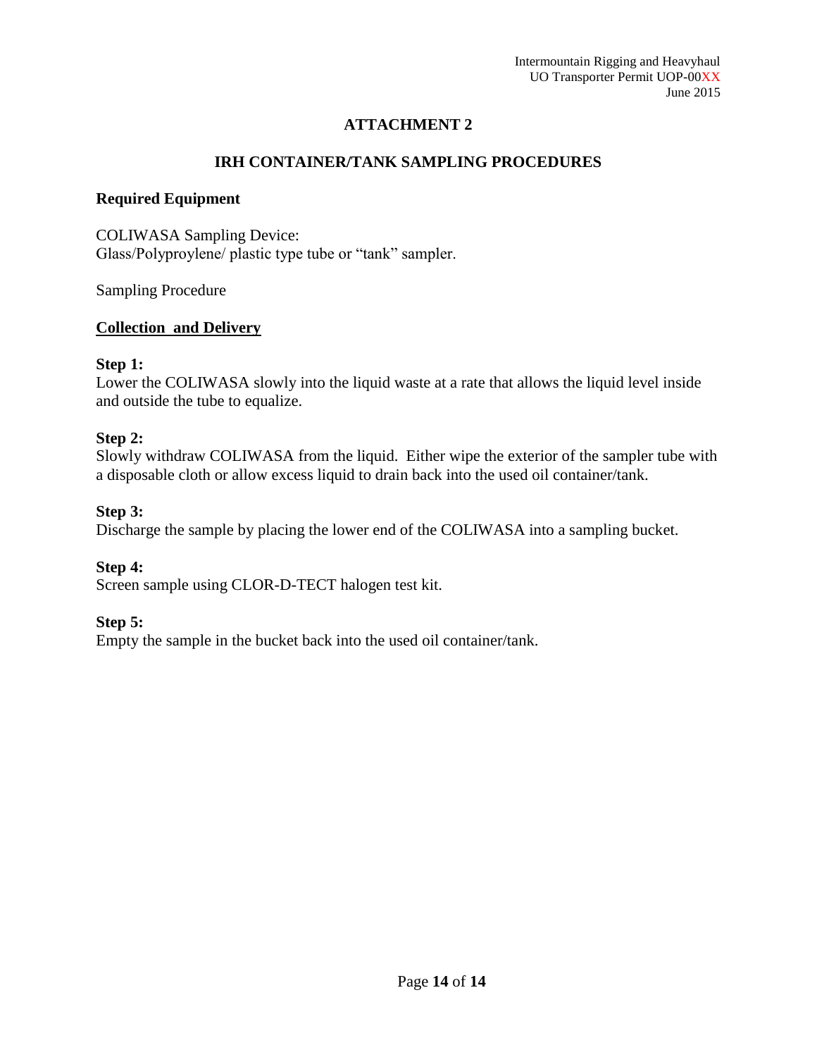# ATTACHMENT 2

## IRH CONTAINER/TANK SAMPLING PROCEDURES

**Required Equipment**

COLIWASA Sampling Device:
Glass/Polyproylene/ plastic type tube or "tank" sampler.

Sampling Procedure

**Collection and Delivery**

**Step 1:**
Lower the COLIWASA slowly into the liquid waste at a rate that allows the liquid level inside and outside the tube to equalize.

**Step 2:**
Slowly withdraw COLIWASA from the liquid. Either wipe the exterior of the sampler tube with a disposable cloth or allow excess liquid to drain back into the used oil container/tank.

**Step 3:**
Discharge the sample by placing the lower end of the COLIWASA into a sampling bucket.

**Step 4:**
Screen sample using CLOR-D-TECT halogen test kit.

**Step 5:**
Empty the sample in the bucket back into the used oil container/tank.